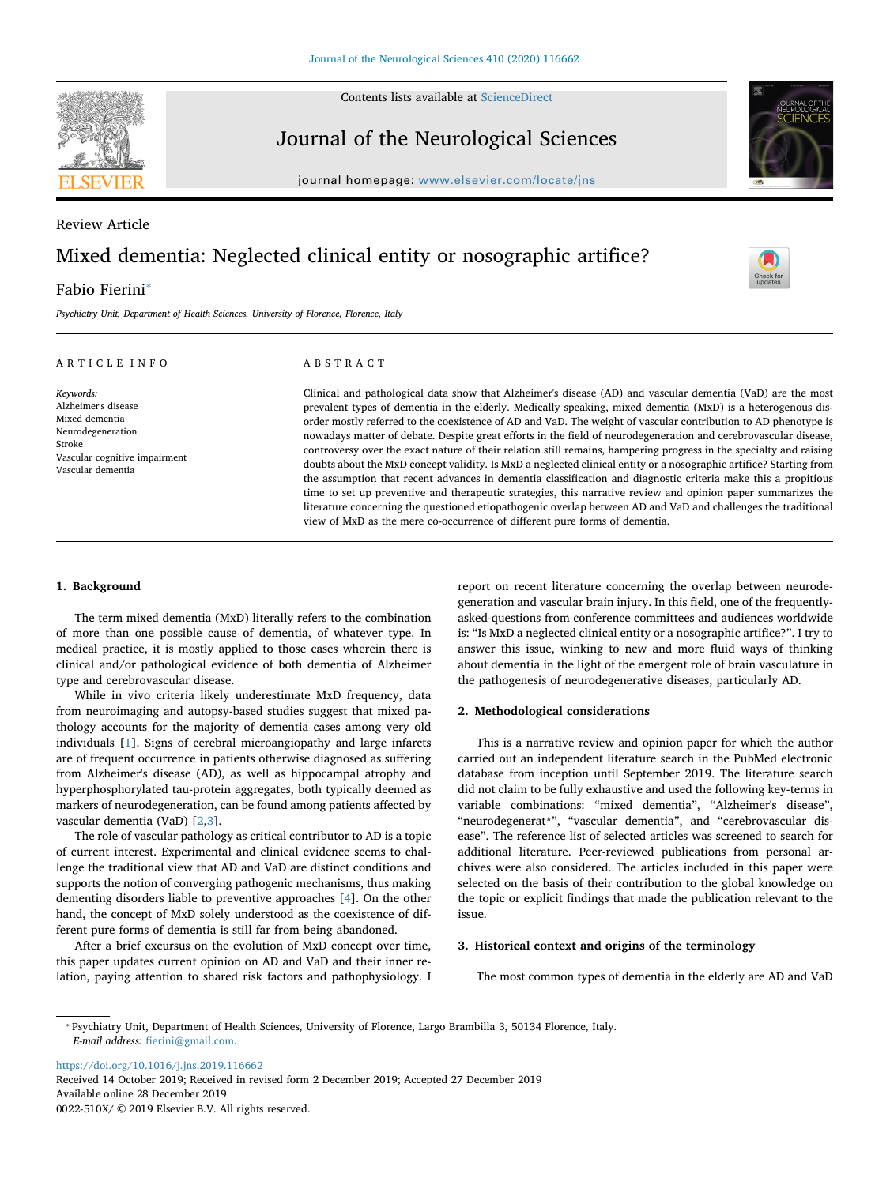Review Article

# Mixed dementia: Neglected clinical entity or nosographic artifice?

Fabio Fierini[*]

*Psychiatry Unit, Department of Health Sciences, University of Florence, Florence, Italy*

**ARTICLE INFO**

*Keywords:*
Alzheimer's disease
Mixed dementia
Neurodegeneration
Stroke
Vascular cognitive impairment
Vascular dementia

**ABSTRACT**

Clinical and pathological data show that Alzheimer's disease (AD) and vascular dementia (VaD) are the most prevalent types of dementia in the elderly. Medically speaking, mixed dementia (MxD) is a heterogenous disorder mostly referred to the coexistence of AD and VaD. The weight of vascular contribution to AD phenotype is nowadays matter of debate. Despite great efforts in the field of neurodegeneration and cerebrovascular disease, controversy over the exact nature of their relation still remains, hampering progress in the specialty and raising doubts about the MxD concept validity. Is MxD a neglected clinical entity or a nosographic artifice? Starting from the assumption that recent advances in dementia classification and diagnostic criteria make this a propitious time to set up preventive and therapeutic strategies, this narrative review and opinion paper summarizes the literature concerning the questioned etiopathogenic overlap between AD and VaD and challenges the traditional view of MxD as the mere co-occurrence of different pure forms of dementia.

## 1. Background

The term mixed dementia (MxD) literally refers to the combination of more than one possible cause of dementia, of whatever type. In medical practice, it is mostly applied to those cases wherein there is clinical and/or pathological evidence of both dementia of Alzheimer type and cerebrovascular disease.

While in vivo criteria likely underestimate MxD frequency, data from neuroimaging and autopsy-based studies suggest that mixed pathology accounts for the majority of dementia cases among very old individuals [1]. Signs of cerebral microangiopathy and large infarcts are of frequent occurrence in patients otherwise diagnosed as suffering from Alzheimer's disease (AD), as well as hippocampal atrophy and hyperphosphorylated tau-protein aggregates, both typically deemed as markers of neurodegeneration, can be found among patients affected by vascular dementia (VaD) [2,3].

The role of vascular pathology as critical contributor to AD is a topic of current interest. Experimental and clinical evidence seems to challenge the traditional view that AD and VaD are distinct conditions and supports the notion of converging pathogenic mechanisms, thus making dementing disorders liable to preventive approaches [4]. On the other hand, the concept of MxD solely understood as the coexistence of different pure forms of dementia is still far from being abandoned.

After a brief excursus on the evolution of MxD concept over time, this paper updates current opinion on AD and VaD and their inner relation, paying attention to shared risk factors and pathophysiology. I report on recent literature concerning the overlap between neurodegeneration and vascular brain injury. In this field, one of the frequently-asked-questions from conference committees and audiences worldwide is: "Is MxD a neglected clinical entity or a nosographic artifice?". I try to answer this issue, winking to new and more fluid ways of thinking about dementia in the light of the emergent role of brain vasculature in the pathogenesis of neurodegenerative diseases, particularly AD.

## 2. Methodological considerations

This is a narrative review and opinion paper for which the author carried out an independent literature search in the PubMed electronic database from inception until September 2019. The literature search did not claim to be fully exhaustive and used the following key-terms in variable combinations: "mixed dementia", "Alzheimer's disease", "neurodegenerat*", "vascular dementia", and "cerebrovascular disease". The reference list of selected articles was screened to search for additional literature. Peer-reviewed publications from personal archives were also considered. The articles included in this paper were selected on the basis of their contribution to the global knowledge on the topic or explicit findings that made the publication relevant to the issue.

## 3. Historical context and origins of the terminology

The most common types of dementia in the elderly are AD and VaD

---

[*] Psychiatry Unit, Department of Health Sciences, University of Florence, Largo Brambilla 3, 50134 Florence, Italy.
*E-mail address:* fierini@gmail.com.

https://doi.org/10.1016/j.jns.2019.116662
Received 14 October 2019; Received in revised form 2 December 2019; Accepted 27 December 2019
Available online 28 December 2019
0022-510X/ © 2019 Elsevier B.V. All rights reserved.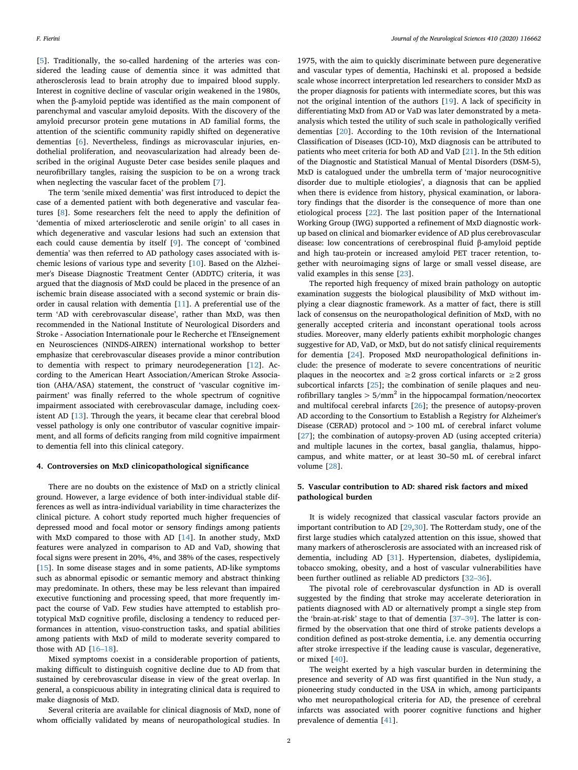[5]. Traditionally, the so-called hardening of the arteries was considered the leading cause of dementia since it was admitted that atherosclerosis lead to brain atrophy due to impaired blood supply. Interest in cognitive decline of vascular origin weakened in the 1980s, when the β-amyloid peptide was identified as the main component of parenchymal and vascular amyloid deposits. With the discovery of the amyloid precursor protein gene mutations in AD familial forms, the attention of the scientific community rapidly shifted on degenerative dementias [6]. Nevertheless, findings as microvascular injuries, endothelial proliferation, and neovascularization had already been described in the original Auguste Deter case besides senile plaques and neurofibrillary tangles, raising the suspicion to be on a wrong track when neglecting the vascular facet of the problem [7].

The term 'senile mixed dementia' was first introduced to depict the case of a demented patient with both degenerative and vascular features [8]. Some researchers felt the need to apply the definition of 'dementia of mixed arteriosclerotic and senile origin' to all cases in which degenerative and vascular lesions had such an extension that each could cause dementia by itself [9]. The concept of 'combined dementia' was then referred to AD pathology cases associated with ischemic lesions of various type and severity [10]. Based on the Alzheimer's Disease Diagnostic Treatment Center (ADDTC) criteria, it was argued that the diagnosis of MxD could be placed in the presence of an ischemic brain disease associated with a second systemic or brain disorder in causal relation with dementia [11]. A preferential use of the term 'AD with cerebrovascular disease', rather than MxD, was then recommended in the National Institute of Neurological Disorders and Stroke - Association Internationale pour le Recherche et l'Enseignement en Neurosciences (NINDS-AIREN) international workshop to better emphasize that cerebrovascular diseases provide a minor contribution to dementia with respect to primary neurodegeneration [12]. According to the American Heart Association/American Stroke Association (AHA/ASA) statement, the construct of 'vascular cognitive impairment' was finally referred to the whole spectrum of cognitive impairment associated with cerebrovascular damage, including coexistent AD [13]. Through the years, it became clear that cerebral blood vessel pathology is only one contributor of vascular cognitive impairment, and all forms of deficits ranging from mild cognitive impairment to dementia fell into this clinical category.

## 4. Controversies on MxD clinicopathological significance

There are no doubts on the existence of MxD on a strictly clinical ground. However, a large evidence of both inter-individual stable differences as well as intra-individual variability in time characterizes the clinical picture. A cohort study reported much higher frequencies of depressed mood and focal motor or sensory findings among patients with MxD compared to those with AD [14]. In another study, MxD features were analyzed in comparison to AD and VaD, showing that focal signs were present in 20%, 4%, and 38% of the cases, respectively [15]. In some disease stages and in some patients, AD-like symptoms such as abnormal episodic or semantic memory and abstract thinking may predominate. In others, these may be less relevant than impaired executive functioning and processing speed, that more frequently impact the course of VaD. Few studies have attempted to establish prototypical MxD cognitive profile, disclosing a tendency to reduced performances in attention, visuo-construction tasks, and spatial abilities among patients with MxD of mild to moderate severity compared to those with AD [16–18].

Mixed symptoms coexist in a considerable proportion of patients, making difficult to distinguish cognitive decline due to AD from that sustained by cerebrovascular disease in view of the great overlap. In general, a conspicuous ability in integrating clinical data is required to make diagnosis of MxD.

Several criteria are available for clinical diagnosis of MxD, none of whom officially validated by means of neuropathological studies. In 1975, with the aim to quickly discriminate between pure degenerative and vascular types of dementia, Hachinski et al. proposed a bedside scale whose incorrect interpretation led researchers to consider MxD as the proper diagnosis for patients with intermediate scores, but this was not the original intention of the authors [19]. A lack of specificity in differentiating MxD from AD or VaD was later demonstrated by a meta-analysis which tested the utility of such scale in pathologically verified dementias [20]. According to the 10th revision of the International Classification of Diseases (ICD-10), MxD diagnosis can be attributed to patients who meet criteria for both AD and VaD [21]. In the 5th edition of the Diagnostic and Statistical Manual of Mental Disorders (DSM-5), MxD is catalogued under the umbrella term of 'major neurocognitive disorder due to multiple etiologies', a diagnosis that can be applied when there is evidence from history, physical examination, or laboratory findings that the disorder is the consequence of more than one etiological process [22]. The last position paper of the International Working Group (IWG) supported a refinement of MxD diagnostic workup based on clinical and biomarker evidence of AD plus cerebrovascular disease: low concentrations of cerebrospinal fluid β-amyloid peptide and high tau-protein or increased amyloid PET tracer retention, together with neuroimaging signs of large or small vessel disease, are valid examples in this sense [23].

The reported high frequency of mixed brain pathology on autoptic examination suggests the biological plausibility of MxD without implying a clear diagnostic framework. As a matter of fact, there is still lack of consensus on the neuropathological definition of MxD, with no generally accepted criteria and inconstant operational tools across studies. Moreover, many elderly patients exhibit morphologic changes suggestive for AD, VaD, or MxD, but do not satisfy clinical requirements for dementia [24]. Proposed MxD neuropathological definitions include: the presence of moderate to severe concentrations of neuritic plaques in the neocortex and $\geq 2$ gross cortical infarcts or $\geq 2$ gross subcortical infarcts [25]; the combination of senile plaques and neurofibrillary tangles $> 5/\text{mm}^2$ in the hippocampal formation/neocortex and multifocal cerebral infarcts [26]; the presence of autopsy-proven AD according to the Consortium to Establish a Registry for Alzheimer's Disease (CERAD) protocol and $> 100$ mL of cerebral infarct volume [27]; the combination of autopsy-proven AD (using accepted criteria) and multiple lacunes in the cortex, basal ganglia, thalamus, hippocampus, and white matter, or at least 30–50 mL of cerebral infarct volume [28].

## 5. Vascular contribution to AD: shared risk factors and mixed pathological burden

It is widely recognized that classical vascular factors provide an important contribution to AD [29,30]. The Rotterdam study, one of the first large studies which catalyzed attention on this issue, showed that many markers of atherosclerosis are associated with an increased risk of dementia, including AD [31]. Hypertension, diabetes, dyslipidemia, tobacco smoking, obesity, and a host of vascular vulnerabilities have been further outlined as reliable AD predictors [32–36].

The pivotal role of cerebrovascular dysfunction in AD is overall suggested by the finding that stroke may accelerate deterioration in patients diagnosed with AD or alternatively prompt a single step from the 'brain-at-risk' stage to that of dementia [37–39]. The latter is confirmed by the observation that one third of stroke patients develops a condition defined as post-stroke dementia, i.e. any dementia occurring after stroke irrespective if the leading cause is vascular, degenerative, or mixed [40].

The weight exerted by a high vascular burden in determining the presence and severity of AD was first quantified in the Nun study, a pioneering study conducted in the USA in which, among participants who met neuropathological criteria for AD, the presence of cerebral infarcts was associated with poorer cognitive functions and higher prevalence of dementia [41].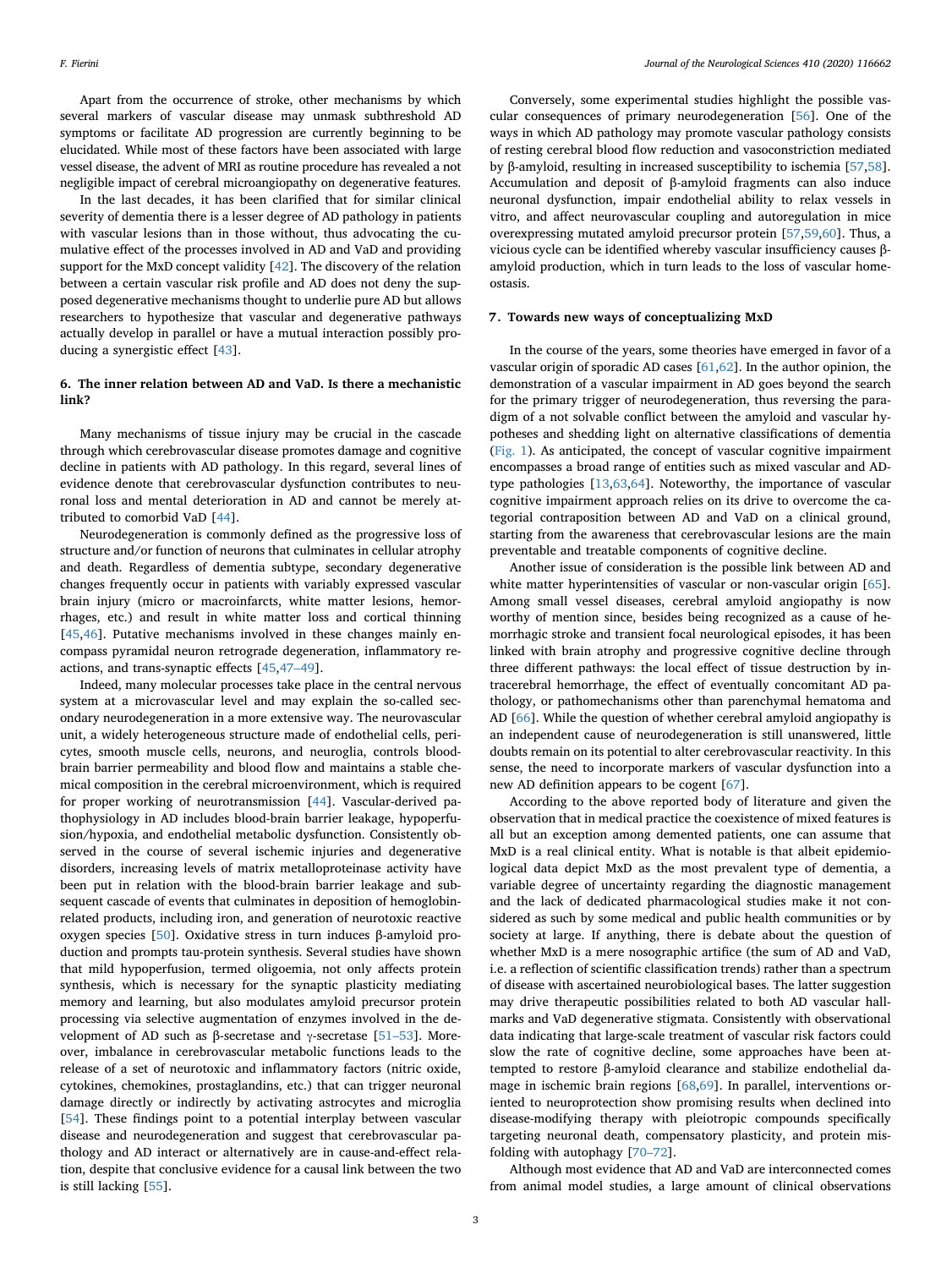Apart from the occurrence of stroke, other mechanisms by which several markers of vascular disease may unmask subthreshold AD symptoms or facilitate AD progression are currently beginning to be elucidated. While most of these factors have been associated with large vessel disease, the advent of MRI as routine procedure has revealed a not negligible impact of cerebral microangiopathy on degenerative features.

In the last decades, it has been clarified that for similar clinical severity of dementia there is a lesser degree of AD pathology in patients with vascular lesions than in those without, thus advocating the cumulative effect of the processes involved in AD and VaD and providing support for the MxD concept validity [42]. The discovery of the relation between a certain vascular risk profile and AD does not deny the supposed degenerative mechanisms thought to underlie pure AD but allows researchers to hypothesize that vascular and degenerative pathways actually develop in parallel or have a mutual interaction possibly producing a synergistic effect [43].

## 6. The inner relation between AD and VaD. Is there a mechanistic link?

Many mechanisms of tissue injury may be crucial in the cascade through which cerebrovascular disease promotes damage and cognitive decline in patients with AD pathology. In this regard, several lines of evidence denote that cerebrovascular dysfunction contributes to neuronal loss and mental deterioration in AD and cannot be merely attributed to comorbid VaD [44].

Neurodegeneration is commonly defined as the progressive loss of structure and/or function of neurons that culminates in cellular atrophy and death. Regardless of dementia subtype, secondary degenerative changes frequently occur in patients with variably expressed vascular brain injury (micro or macroinfarcts, white matter lesions, hemorrhages, etc.) and result in white matter loss and cortical thinning [45,46]. Putative mechanisms involved in these changes mainly encompass pyramidal neuron retrograde degeneration, inflammatory reactions, and trans-synaptic effects [45,47–49].

Indeed, many molecular processes take place in the central nervous system at a microvascular level and may explain the so-called secondary neurodegeneration in a more extensive way. The neurovascular unit, a widely heterogeneous structure made of endothelial cells, pericytes, smooth muscle cells, neurons, and neuroglia, controls blood-brain barrier permeability and blood flow and maintains a stable chemical composition in the cerebral microenvironment, which is required for proper working of neurotransmission [44]. Vascular-derived pathophysiology in AD includes blood-brain barrier leakage, hypoperfusion/hypoxia, and endothelial metabolic dysfunction. Consistently observed in the course of several ischemic injuries and degenerative disorders, increasing levels of matrix metalloproteinase activity have been put in relation with the blood-brain barrier leakage and subsequent cascade of events that culminates in deposition of hemoglobin-related products, including iron, and generation of neurotoxic reactive oxygen species [50]. Oxidative stress in turn induces β-amyloid production and prompts tau-protein synthesis. Several studies have shown that mild hypoperfusion, termed oligoemia, not only affects protein synthesis, which is necessary for the synaptic plasticity mediating memory and learning, but also modulates amyloid precursor protein processing via selective augmentation of enzymes involved in the development of AD such as β-secretase and γ-secretase [51–53]. Moreover, imbalance in cerebrovascular metabolic functions leads to the release of a set of neurotoxic and inflammatory factors (nitric oxide, cytokines, chemokines, prostaglandins, etc.) that can trigger neuronal damage directly or indirectly by activating astrocytes and microglia [54]. These findings point to a potential interplay between vascular disease and neurodegeneration and suggest that cerebrovascular pathology and AD interact or alternatively are in cause-and-effect relation, despite that conclusive evidence for a causal link between the two is still lacking [55].

Conversely, some experimental studies highlight the possible vascular consequences of primary neurodegeneration [56]. One of the ways in which AD pathology may promote vascular pathology consists of resting cerebral blood flow reduction and vasoconstriction mediated by β-amyloid, resulting in increased susceptibility to ischemia [57,58]. Accumulation and deposit of β-amyloid fragments can also induce neuronal dysfunction, impair endothelial ability to relax vessels in vitro, and affect neurovascular coupling and autoregulation in mice overexpressing mutated amyloid precursor protein [57,59,60]. Thus, a vicious cycle can be identified whereby vascular insufficiency causes β-amyloid production, which in turn leads to the loss of vascular homeostasis.

## 7. Towards new ways of conceptualizing MxD

In the course of the years, some theories have emerged in favor of a vascular origin of sporadic AD cases [61,62]. In the author opinion, the demonstration of a vascular impairment in AD goes beyond the search for the primary trigger of neurodegeneration, thus reversing the paradigm of a not solvable conflict between the amyloid and vascular hypotheses and shedding light on alternative classifications of dementia (Fig. 1). As anticipated, the concept of vascular cognitive impairment encompasses a broad range of entities such as mixed vascular and AD-type pathologies [13,63,64]. Noteworthy, the importance of vascular cognitive impairment approach relies on its drive to overcome the categorial contraposition between AD and VaD on a clinical ground, starting from the awareness that cerebrovascular lesions are the main preventable and treatable components of cognitive decline.

Another issue of consideration is the possible link between AD and white matter hyperintensities of vascular or non-vascular origin [65]. Among small vessel diseases, cerebral amyloid angiopathy is now worthy of mention since, besides being recognized as a cause of hemorrhagic stroke and transient focal neurological episodes, it has been linked with brain atrophy and progressive cognitive decline through three different pathways: the local effect of tissue destruction by intracerebral hemorrhage, the effect of eventually concomitant AD pathology, or pathomechanisms other than parenchymal hematoma and AD [66]. While the question of whether cerebral amyloid angiopathy is an independent cause of neurodegeneration is still unanswered, little doubts remain on its potential to alter cerebrovascular reactivity. In this sense, the need to incorporate markers of vascular dysfunction into a new AD definition appears to be cogent [67].

According to the above reported body of literature and given the observation that in medical practice the coexistence of mixed features is all but an exception among demented patients, one can assume that MxD is a real clinical entity. What is notable is that albeit epidemiological data depict MxD as the most prevalent type of dementia, a variable degree of uncertainty regarding the diagnostic management and the lack of dedicated pharmacological studies make it not considered as such by some medical and public health communities or by society at large. If anything, there is debate about the question of whether MxD is a mere nosographic artifice (the sum of AD and VaD, i.e. a reflection of scientific classification trends) rather than a spectrum of disease with ascertained neurobiological bases. The latter suggestion may drive therapeutic possibilities related to both AD vascular hallmarks and VaD degenerative stigmata. Consistently with observational data indicating that large-scale treatment of vascular risk factors could slow the rate of cognitive decline, some approaches have been attempted to restore β-amyloid clearance and stabilize endothelial damage in ischemic brain regions [68,69]. In parallel, interventions oriented to neuroprotection show promising results when declined into disease-modifying therapy with pleiotropic compounds specifically targeting neuronal death, compensatory plasticity, and protein misfolding with autophagy [70–72].

Although most evidence that AD and VaD are interconnected comes from animal model studies, a large amount of clinical observations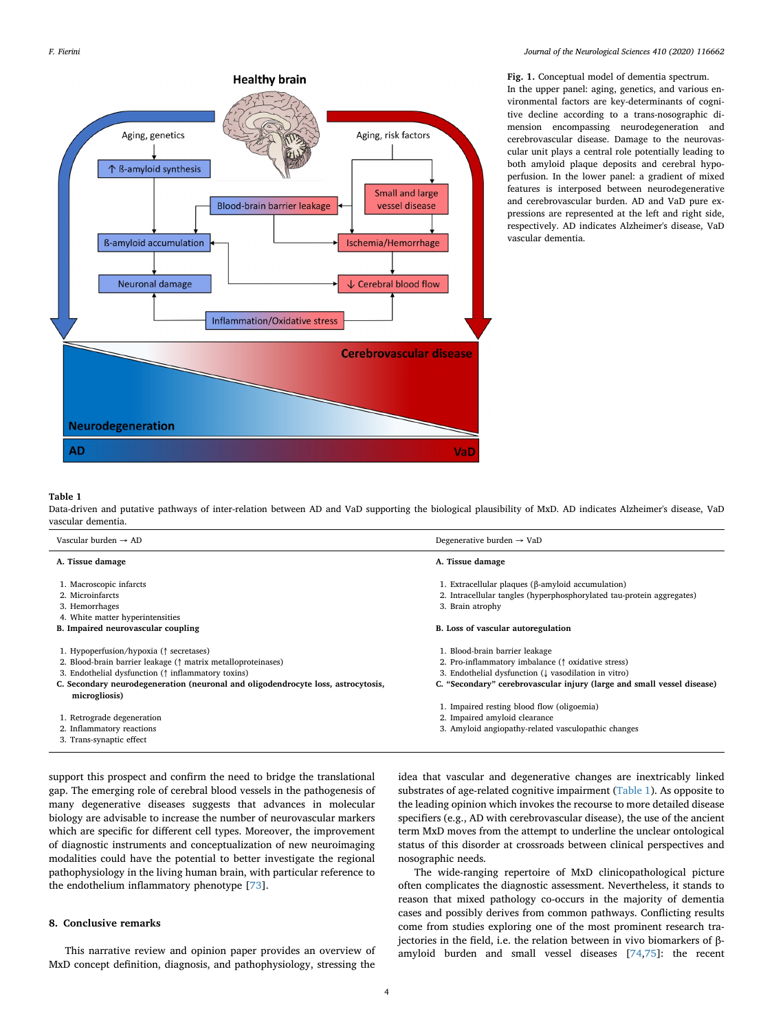**Fig. 1.** Conceptual model of dementia spectrum. In the upper panel: aging, genetics, and various environmental factors are key-determinants of cognitive decline according to a trans-nosographic dimension encompassing neurodegeneration and cerebrovascular disease. Damage to the neurovascular unit plays a central role potentially leading to both amyloid plaque deposits and cerebral hypoperfusion. In the lower panel: a gradient of mixed features is interposed between neurodegenerative and cerebrovascular burden. AD and VaD pure expressions are represented at the left and right side, respectively. AD indicates Alzheimer's disease, VaD vascular dementia.

**Table 1**
Data-driven and putative pathways of inter-relation between AD and VaD supporting the biological plausibility of MxD. AD indicates Alzheimer's disease, VaD vascular dementia.

| Vascular burden → AD | Degenerative burden → VaD |
|---|---|
| **A. Tissue damage** | **A. Tissue damage** |
| 1. Macroscopic infarcts | 1. Extracellular plaques (β-amyloid accumulation) |
| 2. Microinfarcts | 2. Intracellular tangles (hyperphosphorylated tau-protein aggregates) |
| 3. Hemorrhages | 3. Brain atrophy |
| 4. White matter hyperintensities | |
| **B. Impaired neurovascular coupling** | **B. Loss of vascular autoregulation** |
| 1. Hypoperfusion/hypoxia (↑ secretases) | 1. Blood-brain barrier leakage |
| 2. Blood-brain barrier leakage (↑ matrix metalloproteinases) | 2. Pro-inflammatory imbalance (↑ oxidative stress) |
| 3. Endothelial dysfunction (↑ inflammatory toxins) | 3. Endothelial dysfunction (↓ vasodilation in vitro) |
| **C. Secondary neurodegeneration (neuronal and oligodendrocyte loss, astrocytosis, microgliosis)** | **C. "Secondary" cerebrovascular injury (large and small vessel disease)** |
| 1. Retrograde degeneration | 1. Impaired resting blood flow (oligoemia) |
| 2. Inflammatory reactions | 2. Impaired amyloid clearance |
| 3. Trans-synaptic effect | 3. Amyloid angiopathy-related vasculopathic changes |

support this prospect and confirm the need to bridge the translational gap. The emerging role of cerebral blood vessels in the pathogenesis of many degenerative diseases suggests that advances in molecular biology are advisable to increase the number of neurovascular markers which are specific for different cell types. Moreover, the improvement of diagnostic instruments and conceptualization of new neuroimaging modalities could have the potential to better investigate the regional pathophysiology in the living human brain, with particular reference to the endothelium inflammatory phenotype [73].

## 8. Conclusive remarks

This narrative review and opinion paper provides an overview of MxD concept definition, diagnosis, and pathophysiology, stressing the idea that vascular and degenerative changes are inextricably linked substrates of age-related cognitive impairment (Table 1). As opposite to the leading opinion which invokes the recourse to more detailed disease specifiers (e.g., AD with cerebrovascular disease), the use of the ancient term MxD moves from the attempt to underline the unclear ontological status of this disorder at crossroads between clinical perspectives and nosographic needs.

The wide-ranging repertoire of MxD clinicopathological picture often complicates the diagnostic assessment. Nevertheless, it stands to reason that mixed pathology co-occurs in the majority of dementia cases and possibly derives from common pathways. Conflicting results come from studies exploring one of the most prominent research trajectories in the field, i.e. the relation between in vivo biomarkers of β-amyloid burden and small vessel diseases [74,75]: the recent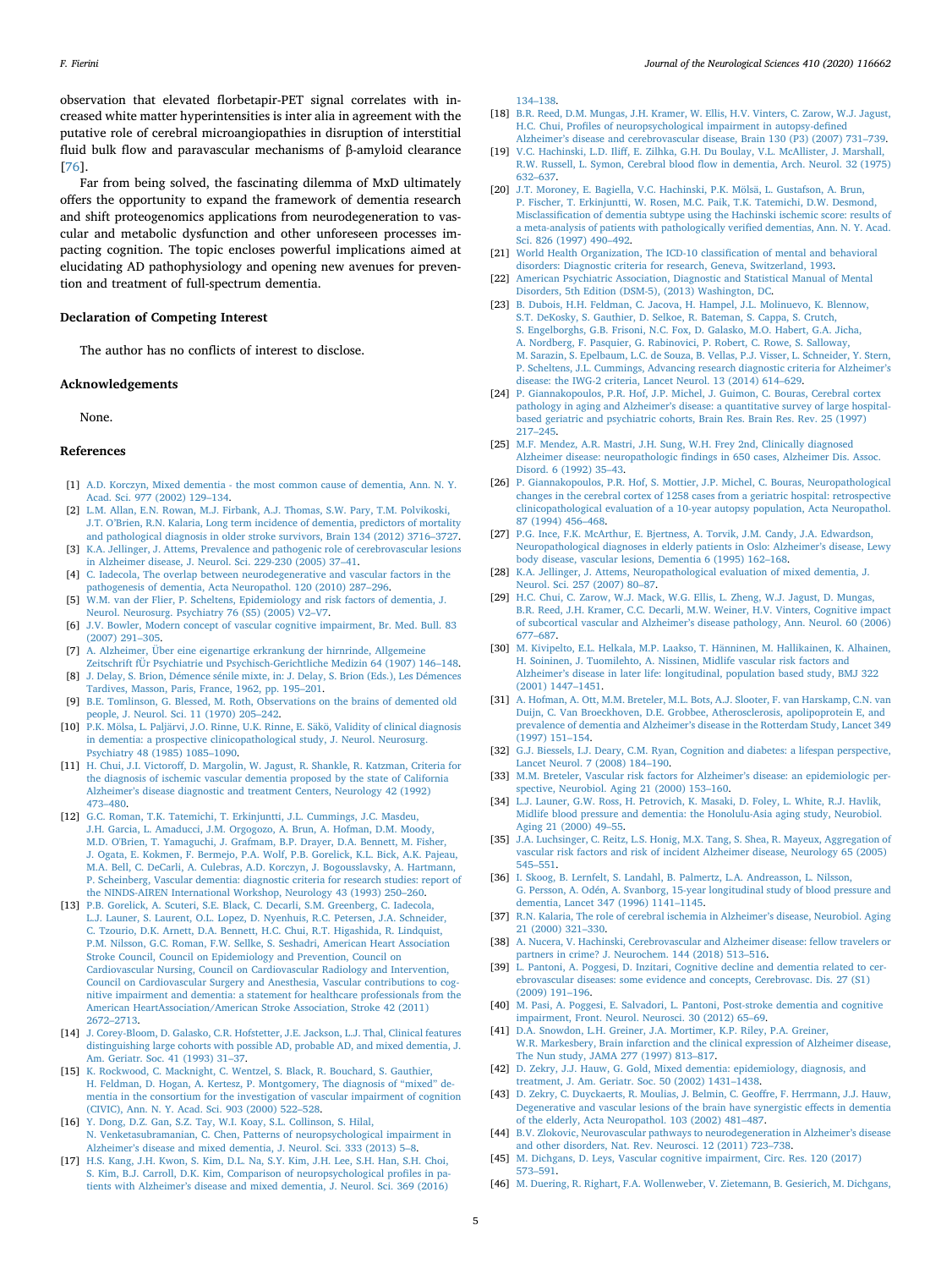observation that elevated florbetapir-PET signal correlates with increased white matter hyperintensities is inter alia in agreement with the putative role of cerebral microangiopathies in disruption of interstitial fluid bulk flow and paravascular mechanisms of β-amyloid clearance [76].

Far from being solved, the fascinating dilemma of MxD ultimately offers the opportunity to expand the framework of dementia research and shift proteogenomics applications from neurodegeneration to vascular and metabolic dysfunction and other unforeseen processes impacting cognition. The topic encloses powerful implications aimed at elucidating AD pathophysiology and opening new avenues for prevention and treatment of full-spectrum dementia.

## Declaration of Competing Interest

The author has no conflicts of interest to disclose.

## Acknowledgements

None.

## References

[1] A.D. Korczyn, Mixed dementia - the most common cause of dementia, Ann. N. Y. Acad. Sci. 977 (2002) 129–134.

[2] L.M. Allan, E.N. Rowan, M.J. Firbank, A.J. Thomas, S.W. Pary, T.M. Polvikoski, J.T. O'Brien, R.N. Kalaria, Long term incidence of dementia, predictors of mortality and pathological diagnosis in older stroke survivors, Brain 134 (2012) 3716–3727.

[3] K.A. Jellinger, J. Attems, Prevalence and pathogenic role of cerebrovascular lesions in Alzheimer disease, J. Neurol. Sci. 229-230 (2005) 37–41.

[4] C. Iadecola, The overlap between neurodegenerative and vascular factors in the pathogenesis of dementia, Acta Neuropathol. 120 (2010) 287–296.

[5] W.M. van der Flier, P. Scheltens, Epidemiology and risk factors of dementia, J. Neurol. Neurosurg. Psychiatry 76 (S5) (2005) V2–V7.

[6] J.V. Bowler, Modern concept of vascular cognitive impairment, Br. Med. Bull. 83 (2007) 291–305.

[7] A. Alzheimer, Über eine eigenartige erkrankung der hirnrinde, Allgemeine Zeitschrift fÜr Psychiatrie und Psychisch-Gerichtliche Medizin 64 (1907) 146–148.

[8] J. Delay, S. Brion, Démence sénile mixte, in: J. Delay, S. Brion (Eds.), Les Démences Tardives, Masson, Paris, France, 1962, pp. 195–201.

[9] B.E. Tomlinson, G. Blessed, M. Roth, Observations on the brains of demented old people, J. Neurol. Sci. 11 (1970) 205–242.

[10] P.K. Mölsa, L. Paljärvi, J.O. Rinne, U.K. Rinne, E. Säkö, Validity of clinical diagnosis in dementia: a prospective clinicopathological study, J. Neurol. Neurosurg. Psychiatry 48 (1985) 1085–1090.

[11] H. Chui, J.I. Victoroff, D. Margolin, W. Jagust, R. Shankle, R. Katzman, Criteria for the diagnosis of ischemic vascular dementia proposed by the state of California Alzheimer's disease diagnostic and treatment Centers, Neurology 42 (1992) 473–480.

[12] G.C. Roman, T.K. Tatemichi, T. Erkinjuntti, J.L. Cummings, J.C. Masdeu, J.H. Garcia, L. Amaducci, J.M. Orgogozo, A. Brun, A. Hofman, D.M. Moody, M.D. O'Brien, T. Yamaguchi, J. Grafman, B.P. Drayer, D.A. Bennett, M. Fisher, J. Ogata, E. Kokmen, F. Bermejo, P.A. Wolf, P.B. Gorelick, K.L. Bick, A.K. Pajeau, M.A. Bell, C. DeCarli, A. Culebras, A.D. Korczyn, J. Bogousslavsky, A. Hartmann, P. Scheinberg, Vascular dementia: diagnostic criteria for research studies: report of the NINDS-AIREN International Workshop, Neurology 43 (1993) 250–260.

[13] P.B. Gorelick, A. Scuteri, S.E. Black, C. Decarli, S.M. Greenberg, C. Iadecola, L.J. Launer, S. Laurent, O.L. Lopez, D. Nyenhuis, R.C. Petersen, J.A. Schneider, C. Tzourio, D.K. Arnett, D.A. Bennett, H.C. Chui, R.T. Higashida, R. Lindquist, P.M. Nilsson, G.C. Roman, F.W. Sellke, S. Seshadri, American Heart Association Stroke Council, Council on Epidemiology and Prevention, Council on Cardiovascular Nursing, Council on Cardiovascular Radiology and Intervention, Council on Cardiovascular Surgery and Anesthesia, Vascular contributions to cognitive impairment and dementia: a statement for healthcare professionals from the American HeartAssociation/American Stroke Association, Stroke 42 (2011) 2672–2713.

[14] J. Corey-Bloom, D. Galasko, C.R. Hofstetter, J.E. Jackson, L.J. Thal, Clinical features distinguishing large cohorts with possible AD, probable AD, and mixed dementia, J. Am. Geriatr. Soc. 41 (1993) 31–37.

[15] K. Rockwood, C. Macknight, C. Wentzel, S. Black, R. Bouchard, S. Gauthier, H. Feldman, D. Hogan, A. Kertesz, P. Montgomery, The diagnosis of "mixed" dementia in the consortium for the investigation of vascular impairment of cognition (CIVIC), Ann. N. Y. Acad. Sci. 903 (2000) 522–528.

[16] Y. Dong, D.Z. Gan, S.Z. Tay, W.I. Koay, S.L. Collinson, S. Hilal, N. Venketasubramanian, C. Chen, Patterns of neuropsychological impairment in Alzheimer's disease and mixed dementia, J. Neurol. Sci. 333 (2013) 5–8.

[17] H.S. Kang, J.H. Kwon, S. Kim, D.L. Na, S.Y. Kim, J.H. Lee, S.H. Han, S.H. Choi, S. Kim, B.J. Carroll, D.K. Kim, Comparison of neuropsychological profiles in patients with Alzheimer's disease and mixed dementia, J. Neurol. Sci. 369 (2016) 134–138.

[18] B.R. Reed, D.M. Mungas, J.H. Kramer, W. Ellis, H.V. Vinters, C. Zarow, W.J. Jagust, H.C. Chui, Profiles of neuropsychological impairment in autopsy-defined Alzheimer's disease and cerebrovascular disease, Brain 130 (P3) (2007) 731–739.

[19] V.C. Hachinski, L.D. Iliff, E. Zilhka, G.H. Du Boulay, V.L. McAllister, J. Marshall, R.W. Russell, L. Symon, Cerebral blood flow in dementia, Arch. Neurol. 32 (1975) 632–637.

[20] J.T. Moroney, E. Bagiella, V.C. Hachinski, P.K. Mölsä, L. Gustafson, A. Brun, P. Fischer, T. Erkinjuntti, W. Rosen, M.C. Paik, T.K. Tatemichi, D.W. Desmond, Misclassification of dementia subtype using the Hachinski ischemic score: results of a meta-analysis of patients with pathologically verified dementias, Ann. N. Y. Acad. Sci. 826 (1997) 490–492.

[21] World Health Organization, The ICD-10 classification of mental and behavioral disorders: Diagnostic criteria for research, Geneva, Switzerland, 1993.

[22] American Psychiatric Association, Diagnostic and Statistical Manual of Mental Disorders, 5th Edition (DSM-5), (2013) Washington, DC.

[23] B. Dubois, H.H. Feldman, C. Jacova, H. Hampel, J.L. Molinuevo, K. Blennow, S.T. DeKosky, S. Gauthier, D. Selkoe, R. Bateman, S. Cappa, S. Crutch, S. Engelborghs, G.B. Frisoni, N.C. Fox, D. Galasko, M.O. Habert, G.A. Jicha, A. Nordberg, F. Pasquier, G. Rabinovici, P. Robert, C. Rowe, S. Salloway, M. Sarazin, S. Epelbaum, L.C. de Souza, B. Vellas, P.J. Visser, L. Schneider, Y. Stern, P. Scheltens, J.L. Cummings, Advancing research diagnostic criteria for Alzheimer's disease: the IWG-2 criteria, Lancet Neurol. 13 (2014) 614–629.

[24] P. Giannakopoulos, P.R. Hof, J.P. Michel, J. Guimon, C. Bouras, Cerebral cortex pathology in aging and Alzheimer's disease: a quantitative survey of large hospital-based geriatric and psychiatric cohorts, Brain Res. Brain Res. Rev. 25 (1997) 217–245.

[25] M.F. Mendez, A.R. Mastri, J.H. Sung, W.H. Frey 2nd, Clinically diagnosed Alzheimer disease: neuropathologic findings in 650 cases, Alzheimer Dis. Assoc. Disord. 6 (1992) 35–43.

[26] P. Giannakopoulos, P.R. Hof, S. Mottier, J.P. Michel, C. Bouras, Neuropathological changes in the cerebral cortex of 1258 cases from a geriatric hospital: retrospective clinicopathological evaluation of a 10-year autopsy population, Acta Neuropathol. 87 (1994) 456–468.

[27] P.G. Ince, F.K. McArthur, E. Bjertness, A. Torvik, J.M. Candy, J.A. Edwardson, Neuropathological diagnoses in elderly patients in Oslo: Alzheimer's disease, Lewy body disease, vascular lesions, Dementia 6 (1995) 162–168.

[28] K.A. Jellinger, J. Attems, Neuropathological evaluation of mixed dementia, J. Neurol. Sci. 257 (2007) 80–87.

[29] H.C. Chui, C. Zarow, W.J. Mack, W.G. Ellis, L. Zheng, W.J. Jagust, D. Mungas, B.R. Reed, J.H. Kramer, C.C. Decarli, M.W. Weiner, H.V. Vinters, Cognitive impact of subcortical vascular and Alzheimer's disease pathology, Ann. Neurol. 60 (2006) 677–687.

[30] M. Kivipelto, E.L. Helkala, M.P. Laakso, T. Hänninen, M. Hallikainen, K. Alhainen, H. Soininen, J. Tuomilehto, A. Nissinen, Midlife vascular risk factors and Alzheimer's disease in later life: longitudinal, population based study, BMJ 322 (2001) 1447–1451.

[31] A. Hofman, A. Ott, M.M. Breteler, M.L. Bots, A.J. Slooter, F. van Harskamp, C.N. van Duijn, C. Van Broeckhoven, D.E. Grobbee, Atherosclerosis, apolipoprotein E, and prevalence of dementia and Alzheimer's disease in the Rotterdam Study, Lancet 349 (1997) 151–154.

[32] G.J. Biessels, I.J. Deary, C.M. Ryan, Cognition and diabetes: a lifespan perspective, Lancet Neurol. 7 (2008) 184–190.

[33] M.M. Breteler, Vascular risk factors for Alzheimer's disease: an epidemiologic perspective, Neurobiol. Aging 21 (2000) 153–160.

[34] L.J. Launer, G.W. Ross, H. Petrovich, K. Masaki, D. Foley, L. White, R.J. Havlik, Midlife blood pressure and dementia: the Honolulu-Asia aging study, Neurobiol. Aging 21 (2000) 49–55.

[35] J.A. Luchsinger, C. Reitz, L.S. Honig, M.X. Tang, S. Shea, R. Mayeux, Aggregation of vascular risk factors and risk of incident Alzheimer disease, Neurology 65 (2005) 545–551.

[36] I. Skoog, B. Lernfelt, S. Landahl, B. Palmertz, L.A. Andreasson, L. Nilsson, G. Persson, A. Odén, A. Svanborg, 15-year longitudinal study of blood pressure and dementia, Lancet 347 (1996) 1141–1145.

[37] R.N. Kalaria, The role of cerebral ischemia in Alzheimer's disease, Neurobiol. Aging 21 (2000) 321–330.

[38] A. Nucera, V. Hachinski, Cerebrovascular and Alzheimer disease: fellow travelers or partners in crime? J. Neurochem. 144 (2018) 513–516.

[39] L. Pantoni, A. Poggesi, D. Inzitari, Cognitive decline and dementia related to cerebrovascular diseases: some evidence and concepts, Cerebrovasc. Dis. 27 (S1) (2009) 191–196.

[40] M. Pasi, A. Poggesi, E. Salvadori, L. Pantoni, Post-stroke dementia and cognitive impairment, Front. Neurol. Neurosci. 30 (2012) 65–69.

[41] D.A. Snowdon, L.H. Greiner, J.A. Mortimer, K.P. Riley, P.A. Greiner, W.R. Markesbery, Brain infarction and the clinical expression of Alzheimer disease, The Nun study, JAMA 277 (1997) 813–817.

[42] D. Zekry, J.J. Hauw, G. Gold, Mixed dementia: epidemiology, diagnosis, and treatment, J. Am. Geriatr. Soc. 50 (2002) 1431–1438.

[43] D. Zekry, C. Duyckaerts, R. Moulias, J. Belmin, C. Geoffre, F. Herrmann, J.J. Hauw, Degenerative and vascular lesions of the brain have synergistic effects in dementia of the elderly, Acta Neuropathol. 103 (2002) 481–487.

[44] B.V. Zlokovic, Neurovascular pathways to neurodegeneration in Alzheimer's disease and other disorders, Nat. Rev. Neurosci. 12 (2011) 723–738.

[45] M. Dichgans, D. Leys, Vascular cognitive impairment, Circ. Res. 120 (2017) 573–591.

[46] M. Duering, R. Righart, F.A. Wollenweber, V. Zietemann, B. Gesierich, M. Dichgans,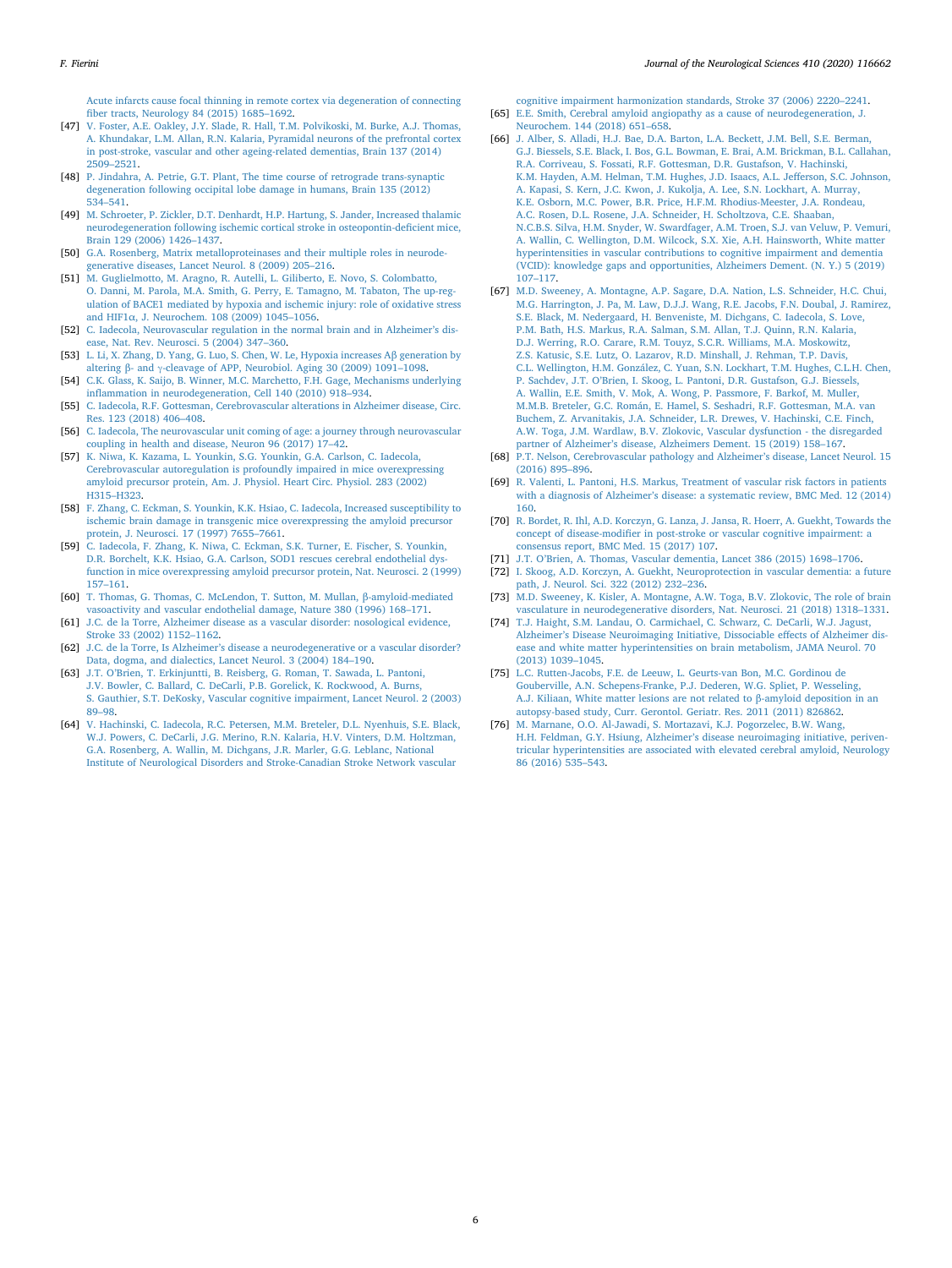Acute infarcts cause focal thinning in remote cortex via degeneration of connecting fiber tracts, Neurology 84 (2015) 1685–1692.

[47] V. Foster, A.E. Oakley, J.Y. Slade, R. Hall, T.M. Polvikoski, M. Burke, A.J. Thomas, A. Khundakar, L.M. Allan, R.N. Kalaria, Pyramidal neurons of the prefrontal cortex in post-stroke, vascular and other ageing-related dementias, Brain 137 (2014) 2509–2521.

[48] P. Jindahra, A. Petrie, G.T. Plant, The time course of retrograde trans-synaptic degeneration following occipital lobe damage in humans, Brain 135 (2012) 534–541.

[49] M. Schroeter, P. Zickler, D.T. Denhardt, H.P. Hartung, S. Jander, Increased thalamic neurodegeneration following ischemic cortical stroke in osteopontin-deficient mice, Brain 129 (2006) 1426–1437.

[50] G.A. Rosenberg, Matrix metalloproteinases and their multiple roles in neurodegenerative diseases, Lancet Neurol. 8 (2009) 205–216.

[51] M. Guglielmotto, M. Aragno, R. Autelli, L. Giliberto, E. Novo, S. Colombatto, O. Danni, M. Parola, M.A. Smith, G. Perry, E. Tamagno, M. Tabaton, The up-regulation of BACE1 mediated by hypoxia and ischemic injury: role of oxidative stress and HIF1α, J. Neurochem. 108 (2009) 1045–1056.

[52] C. Iadecola, Neurovascular regulation in the normal brain and in Alzheimer's disease, Nat. Rev. Neurosci. 5 (2004) 347–360.

[53] L. Li, X. Zhang, D. Yang, G. Luo, S. Chen, W. Le, Hypoxia increases Aβ generation by altering β- and γ-cleavage of APP, Neurobiol. Aging 30 (2009) 1091–1098.

[54] C.K. Glass, K. Saijo, B. Winner, M.C. Marchetto, F.H. Gage, Mechanisms underlying inflammation in neurodegeneration, Cell 140 (2010) 918–934.

[55] C. Iadecola, R.F. Gottesman, Cerebrovascular alterations in Alzheimer disease, Circ. Res. 123 (2018) 406–408.

[56] C. Iadecola, The neurovascular unit coming of age: a journey through neurovascular coupling in health and disease, Neuron 96 (2017) 17–42.

[57] K. Niwa, K. Kazama, L. Younkin, S.G. Younkin, G.A. Carlson, C. Iadecola, Cerebrovascular autoregulation is profoundly impaired in mice overexpressing amyloid precursor protein, Am. J. Physiol. Heart Circ. Physiol. 283 (2002) H315–H323.

[58] F. Zhang, C. Eckman, S. Younkin, K.K. Hsiao, C. Iadecola, Increased susceptibility to ischemic brain damage in transgenic mice overexpressing the amyloid precursor protein, J. Neurosci. 17 (1997) 7655–7661.

[59] C. Iadecola, F. Zhang, K. Niwa, C. Eckman, S.K. Turner, E. Fischer, S. Younkin, D.R. Borchelt, K.K. Hsiao, G.A. Carlson, SOD1 rescues cerebral endothelial dysfunction in mice overexpressing amyloid precursor protein, Nat. Neurosci. 2 (1999) 157–161.

[60] T. Thomas, G. Thomas, C. McLendon, T. Sutton, M. Mullan, β-amyloid-mediated vasoactivity and vascular endothelial damage, Nature 380 (1996) 168–171.

[61] J.C. de la Torre, Alzheimer disease as a vascular disorder: nosological evidence, Stroke 33 (2002) 1152–1162.

[62] J.C. de la Torre, Is Alzheimer's disease a neurodegenerative or a vascular disorder? Data, dogma, and dialectics, Lancet Neurol. 3 (2004) 184–190.

[63] J.T. O'Brien, T. Erkinjuntti, B. Reisberg, G. Roman, T. Sawada, L. Pantoni, J.V. Bowler, C. Ballard, C. DeCarli, P.B. Gorelick, K. Rockwood, A. Burns, S. Gauthier, S.T. DeKosky, Vascular cognitive impairment, Lancet Neurol. 2 (2003) 89–98.

[64] V. Hachinski, C. Iadecola, R.C. Petersen, M.M. Breteler, D.L. Nyenhuis, S.E. Black, W.J. Powers, C. DeCarli, J.G. Merino, R.N. Kalaria, H.V. Vinters, D.M. Holtzman, G.A. Rosenberg, A. Wallin, M. Dichgans, J.R. Marler, G.G. Leblanc, National Institute of Neurological Disorders and Stroke-Canadian Stroke Network vascular cognitive impairment harmonization standards, Stroke 37 (2006) 2220–2241.

[65] E.E. Smith, Cerebral amyloid angiopathy as a cause of neurodegeneration, J. Neurochem. 144 (2018) 651–658.

[66] J. Alber, S. Alladi, H.J. Bae, D.A. Barton, L.A. Beckett, J.M. Bell, S.E. Berman, G.J. Biessels, S.E. Black, I. Bos, G.L. Bowman, E. Brai, A.M. Brickman, B.L. Callahan, R.A. Corriveau, S. Fossati, R.F. Gottesman, D.R. Gustafson, V. Hachinski, K.M. Hayden, A.M. Helman, T.M. Hughes, J.D. Isaacs, A.L. Jefferson, S.C. Johnson, A. Kapasi, S. Kern, J.C. Kwon, J. Kukolja, A. Lee, S.N. Lockhart, A. Murray, K.E. Osborn, M.C. Power, B.R. Price, H.F.M. Rhodius-Meester, J.A. Rondeau, A.C. Rosen, D.L. Rosene, J.A. Schneider, H. Scholtzova, C.E. Shaaban, N.C.B.S. Silva, H.M. Snyder, W. Swardfager, A.M. Troen, S.J. van Veluw, P. Vemuri, A. Wallin, C. Wellington, D.M. Wilcock, S.X. Xie, A.H. Hainsworth, White matter hyperintensities in vascular contributions to cognitive impairment and dementia (VCID): knowledge gaps and opportunities, Alzheimers Dement. (N. Y.) 5 (2019) 107–117.

[67] M.D. Sweeney, A. Montagne, A.P. Sagare, D.A. Nation, L.S. Schneider, H.C. Chui, M.G. Harrington, J. Pa, M. Law, D.J.J. Wang, R.E. Jacobs, F.N. Doubal, J. Ramirez, S.E. Black, M. Nedergaard, H. Benveniste, M. Dichgans, C. Iadecola, S. Love, P.M. Bath, H.S. Markus, R.A. Salman, S.M. Allan, T.J. Quinn, R.N. Kalaria, D.J. Werring, R.O. Carare, R.M. Touyz, S.C.R. Williams, M.A. Moskowitz, Z.S. Katusic, S.E. Lutz, O. Lazarov, R.D. Minshall, J. Rehman, T.P. Davis, C.L. Wellington, H.M. González, C. Yuan, S.N. Lockhart, T.M. Hughes, C.L.H. Chen, P. Sachdev, J.T. O'Brien, I. Skoog, L. Pantoni, D.R. Gustafson, G.J. Biessels, A. Wallin, E.E. Smith, V. Mok, A. Wong, P. Passmore, F. Barkof, M. Muller, M.M.B. Breteler, G.C. Román, E. Hamel, S. Seshadri, R.F. Gottesman, M.A. van Buchem, Z. Arvanitakis, J.A. Schneider, L.R. Drewes, V. Hachinski, C.E. Finch, A.W. Toga, J.M. Wardlaw, B.V. Zlokovic, Vascular dysfunction - the disregarded partner of Alzheimer's disease, Alzheimers Dement. 15 (2019) 158–167.

[68] P.T. Nelson, Cerebrovascular pathology and Alzheimer's disease, Lancet Neurol. 15 (2016) 895–896.

[69] R. Valenti, L. Pantoni, H.S. Markus, Treatment of vascular risk factors in patients with a diagnosis of Alzheimer's disease: a systematic review, BMC Med. 12 (2014) 160.

[70] R. Bordet, R. Ihl, A.D. Korczyn, G. Lanza, J. Jansa, R. Hoerr, A. Guekht, Towards the concept of disease-modifier in post-stroke or vascular cognitive impairment: a consensus report, BMC Med. 15 (2017) 107.

[71] J.T. O'Brien, A. Thomas, Vascular dementia, Lancet 386 (2015) 1698–1706.

[72] I. Skoog, A.D. Korczyn, A. Guekht, Neuroprotection in vascular dementia: a future path, J. Neurol. Sci. 322 (2012) 232–236.

[73] M.D. Sweeney, K. Kisler, A. Montagne, A.W. Toga, B.V. Zlokovic, The role of brain vasculature in neurodegenerative disorders, Nat. Neurosci. 21 (2018) 1318–1331.

[74] T.J. Haight, S.M. Landau, O. Carmichael, C. Schwarz, C. DeCarli, W.J. Jagust, Alzheimer's Disease Neuroimaging Initiative, Dissociable effects of Alzheimer disease and white matter hyperintensities on brain metabolism, JAMA Neurol. 70 (2013) 1039–1045.

[75] L.C. Rutten-Jacobs, F.E. de Leeuw, L. Geurts-van Bon, M.C. Gordinou de Gouberville, A.N. Schepens-Franke, P.J. Dederen, W.G. Spliet, P. Wesseling, A.J. Kiliaan, White matter lesions are not related to β-amyloid deposition in an autopsy-based study, Curr. Gerontol. Geriatr. Res. 2011 (2011) 826862.

[76] M. Marnane, O.O. Al-Jawadi, S. Mortazavi, K.J. Pogorzelec, B.W. Wang, H.H. Feldman, G.Y. Hsiung, Alzheimer's disease neuroimaging initiative, periventricular hyperintensities are associated with elevated cerebral amyloid, Neurology 86 (2016) 535–543.